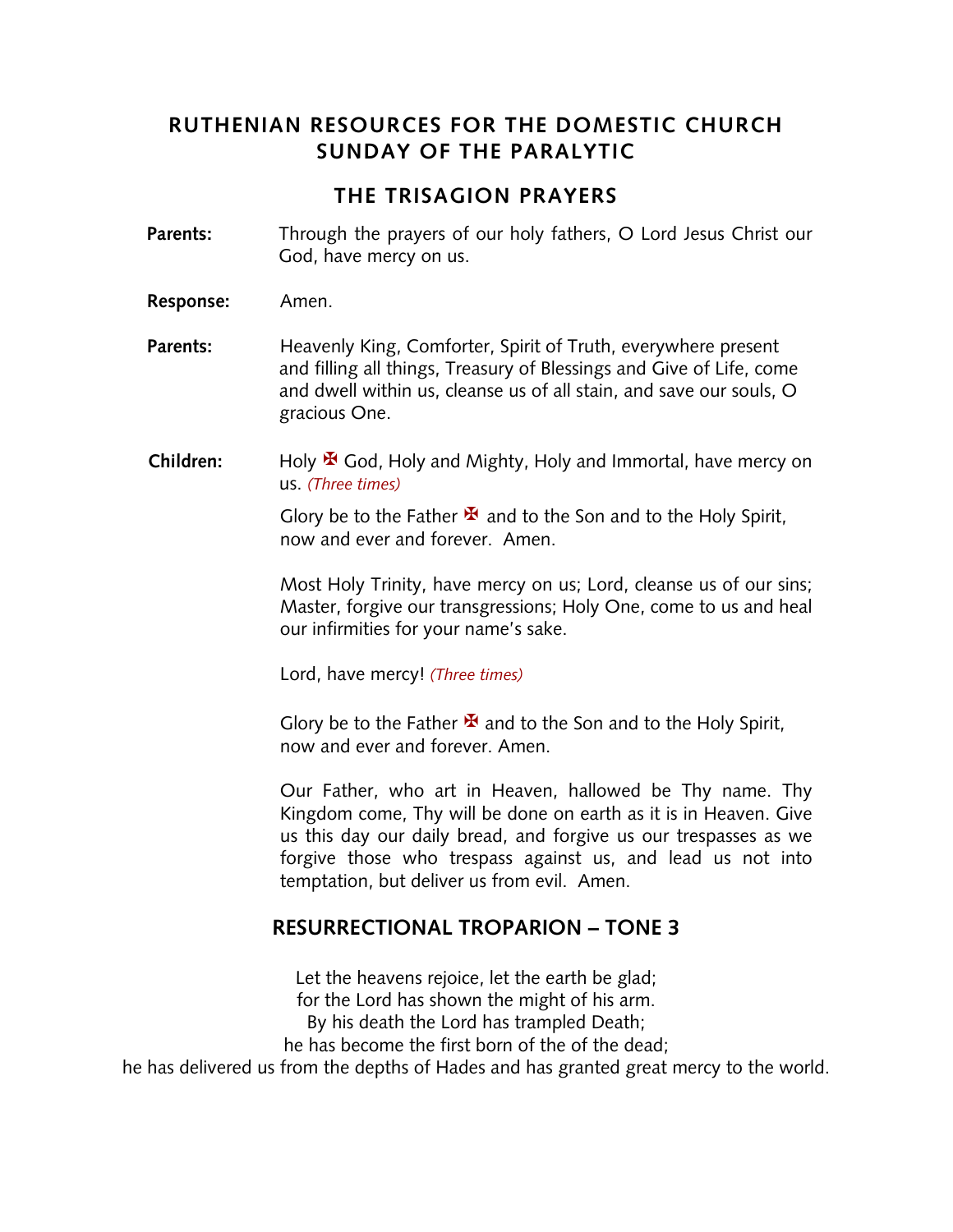# RUTHENIAN RESOURCES FOR THE DOMESTIC CHURCH
# SUNDAY OF THE PARALYTIC

## THE TRISAGION PRAYERS

**Parents:** Through the prayers of our holy fathers, O Lord Jesus Christ our God, have mercy on us.

**Response:** Amen.

**Parents:** Heavenly King, Comforter, Spirit of Truth, everywhere present and filling all things, Treasury of Blessings and Give of Life, come and dwell within us, cleanse us of all stain, and save our souls, O gracious One.

**Children:** Holy ✠ God, Holy and Mighty, Holy and Immortal, have mercy on us. *(Three times)*

Glory be to the Father ✠ and to the Son and to the Holy Spirit, now and ever and forever. Amen.

Most Holy Trinity, have mercy on us; Lord, cleanse us of our sins; Master, forgive our transgressions; Holy One, come to us and heal our infirmities for your name's sake.

Lord, have mercy! *(Three times)*

Glory be to the Father ✠ and to the Son and to the Holy Spirit, now and ever and forever. Amen.

Our Father, who art in Heaven, hallowed be Thy name. Thy Kingdom come, Thy will be done on earth as it is in Heaven. Give us this day our daily bread, and forgive us our trespasses as we forgive those who trespass against us, and lead us not into temptation, but deliver us from evil. Amen.

## RESURRECTIONAL TROPARION – TONE 3

Let the heavens rejoice, let the earth be glad;
for the Lord has shown the might of his arm.
By his death the Lord has trampled Death;
he has become the first born of the of the dead;
he has delivered us from the depths of Hades and has granted great mercy to the world.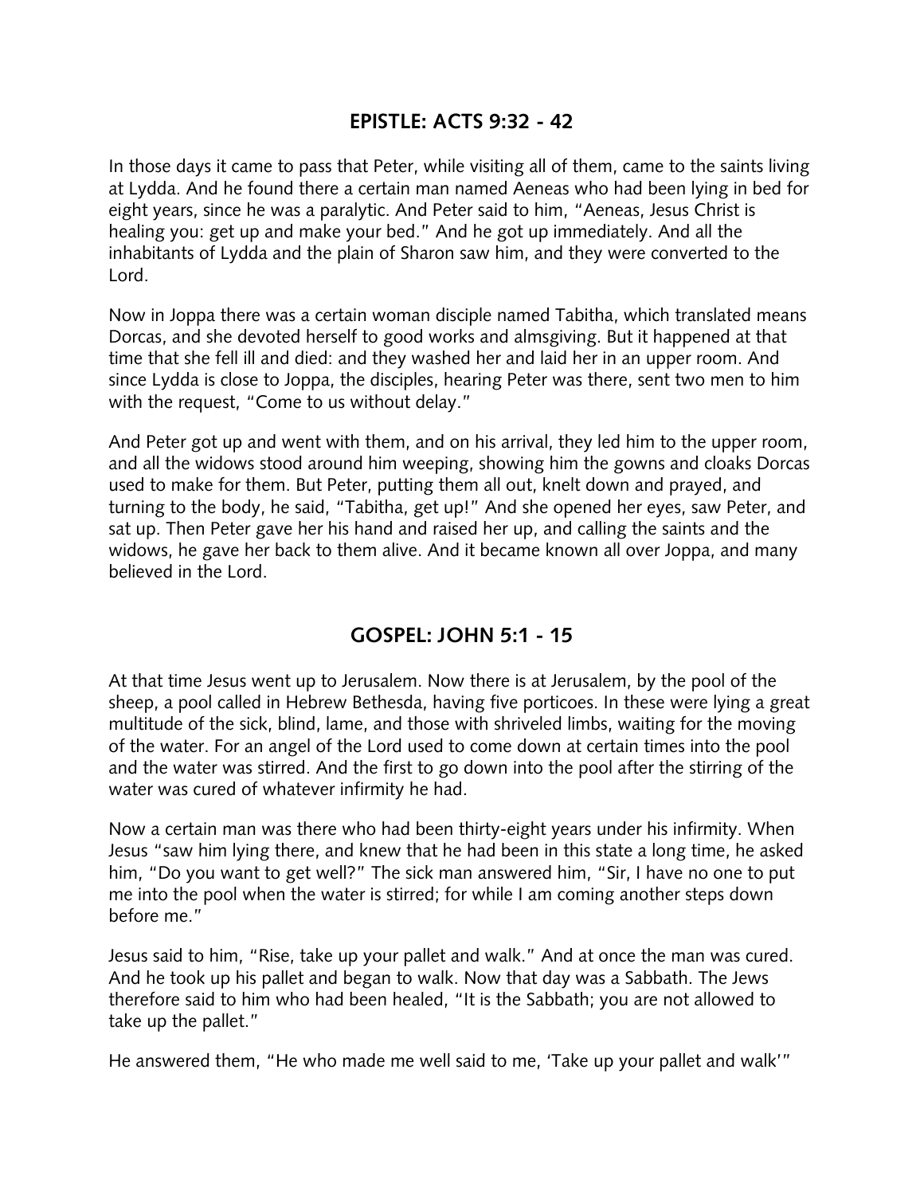## EPISTLE: ACTS 9:32 - 42

In those days it came to pass that Peter, while visiting all of them, came to the saints living at Lydda. And he found there a certain man named Aeneas who had been lying in bed for eight years, since he was a paralytic. And Peter said to him, "Aeneas, Jesus Christ is healing you: get up and make your bed." And he got up immediately. And all the inhabitants of Lydda and the plain of Sharon saw him, and they were converted to the Lord.

Now in Joppa there was a certain woman disciple named Tabitha, which translated means Dorcas, and she devoted herself to good works and almsgiving. But it happened at that time that she fell ill and died: and they washed her and laid her in an upper room. And since Lydda is close to Joppa, the disciples, hearing Peter was there, sent two men to him with the request, "Come to us without delay."

And Peter got up and went with them, and on his arrival, they led him to the upper room, and all the widows stood around him weeping, showing him the gowns and cloaks Dorcas used to make for them. But Peter, putting them all out, knelt down and prayed, and turning to the body, he said, "Tabitha, get up!" And she opened her eyes, saw Peter, and sat up. Then Peter gave her his hand and raised her up, and calling the saints and the widows, he gave her back to them alive. And it became known all over Joppa, and many believed in the Lord.

## GOSPEL: JOHN 5:1 - 15

At that time Jesus went up to Jerusalem. Now there is at Jerusalem, by the pool of the sheep, a pool called in Hebrew Bethesda, having five porticoes. In these were lying a great multitude of the sick, blind, lame, and those with shriveled limbs, waiting for the moving of the water. For an angel of the Lord used to come down at certain times into the pool and the water was stirred. And the first to go down into the pool after the stirring of the water was cured of whatever infirmity he had.

Now a certain man was there who had been thirty-eight years under his infirmity. When Jesus "saw him lying there, and knew that he had been in this state a long time, he asked him, "Do you want to get well?" The sick man answered him, "Sir, I have no one to put me into the pool when the water is stirred; for while I am coming another steps down before me."

Jesus said to him, "Rise, take up your pallet and walk." And at once the man was cured. And he took up his pallet and began to walk. Now that day was a Sabbath. The Jews therefore said to him who had been healed, "It is the Sabbath; you are not allowed to take up the pallet."

He answered them, "He who made me well said to me, 'Take up your pallet and walk'"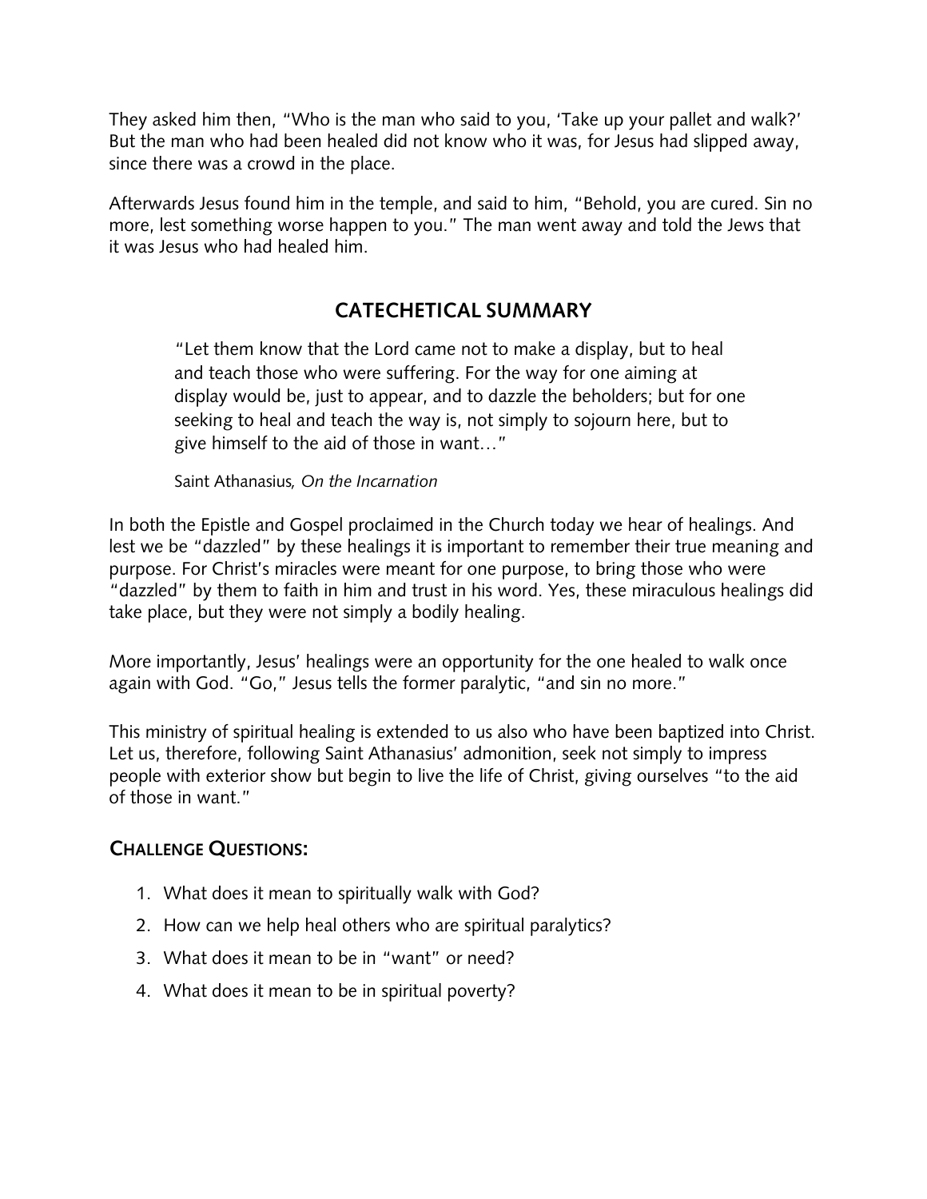They asked him then, "Who is the man who said to you, 'Take up your pallet and walk?' But the man who had been healed did not know who it was, for Jesus had slipped away, since there was a crowd in the place.

Afterwards Jesus found him in the temple, and said to him, "Behold, you are cured. Sin no more, lest something worse happen to you." The man went away and told the Jews that it was Jesus who had healed him.

## CATECHETICAL SUMMARY

> "Let them know that the Lord came not to make a display, but to heal and teach those who were suffering. For the way for one aiming at display would be, just to appear, and to dazzle the beholders; but for one seeking to heal and teach the way is, not simply to sojourn here, but to give himself to the aid of those in want…"
>
> Saint Athanasius*, On the Incarnation*

In both the Epistle and Gospel proclaimed in the Church today we hear of healings. And lest we be "dazzled" by these healings it is important to remember their true meaning and purpose. For Christ's miracles were meant for one purpose, to bring those who were "dazzled" by them to faith in him and trust in his word. Yes, these miraculous healings did take place, but they were not simply a bodily healing.

More importantly, Jesus' healings were an opportunity for the one healed to walk once again with God. "Go," Jesus tells the former paralytic, "and sin no more."

This ministry of spiritual healing is extended to us also who have been baptized into Christ. Let us, therefore, following Saint Athanasius' admonition, seek not simply to impress people with exterior show but begin to live the life of Christ, giving ourselves "to the aid of those in want."

### CHALLENGE QUESTIONS:

1. What does it mean to spiritually walk with God?
2. How can we help heal others who are spiritual paralytics?
3. What does it mean to be in "want" or need?
4. What does it mean to be in spiritual poverty?